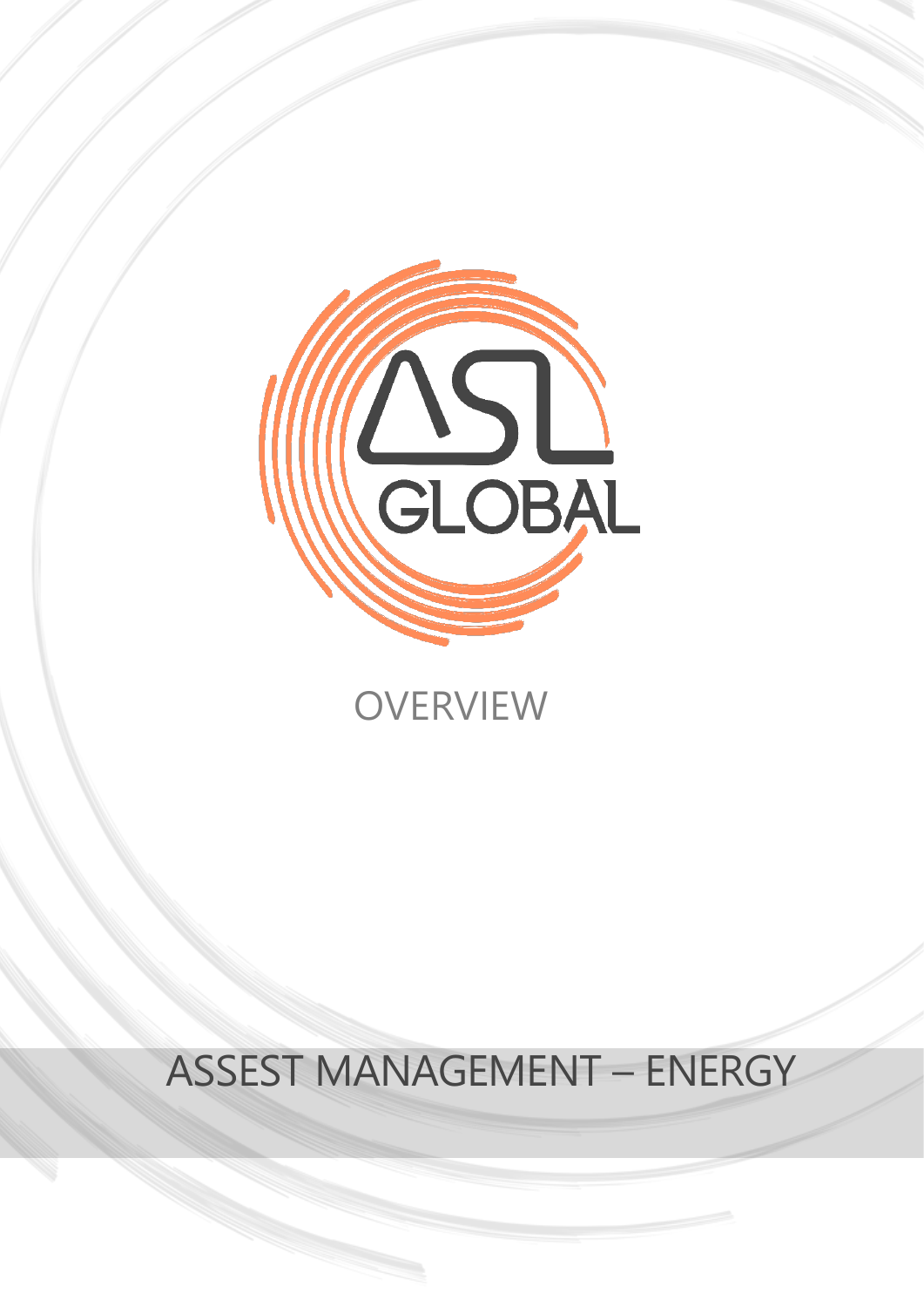ASL GLOBAL

OVERVIEW

# ASSEST MANAGEMENT – ENERGY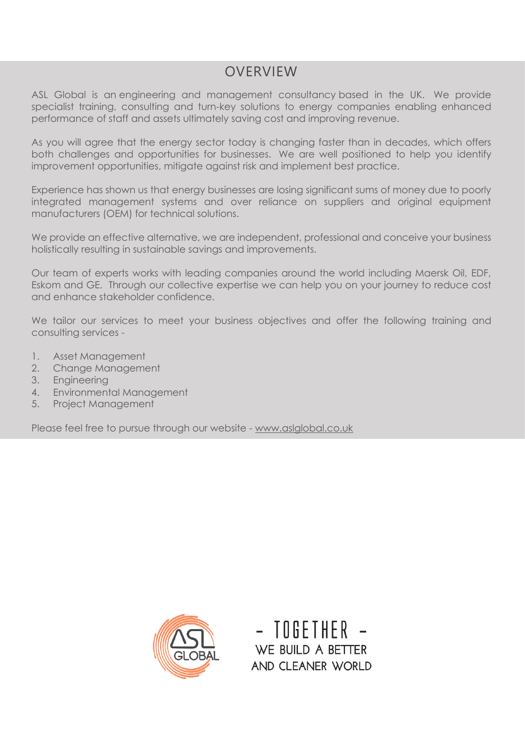# OVERVIEW

ASL Global is an engineering and management consultancy based in the UK. We provide specialist training, consulting and turn-key solutions to energy companies enabling enhanced performance of staff and assets ultimately saving cost and improving revenue.

As you will agree that the energy sector today is changing faster than in decades, which offers both challenges and opportunities for businesses. We are well positioned to help you identify improvement opportunities, mitigate against risk and implement best practice.

Experience has shown us that energy businesses are losing significant sums of money due to poorly integrated management systems and over reliance on suppliers and original equipment manufacturers (OEM) for technical solutions.

We provide an effective alternative, we are independent, professional and conceive your business holistically resulting in sustainable savings and improvements.

Our team of experts works with leading companies around the world including Maersk Oil, EDF, Eskom and GE. Through our collective expertise we can help you on your journey to reduce cost and enhance stakeholder confidence.

We tailor our services to meet your business objectives and offer the following training and consulting services -

1. Asset Management
2. Change Management
3. Engineering
4. Environmental Management
5. Project Management

Please feel free to pursue through our website - www.aslglobal.co.uk

ASL GLOBAL

- TOGETHER -
WE BUILD A BETTER
AND CLEANER WORLD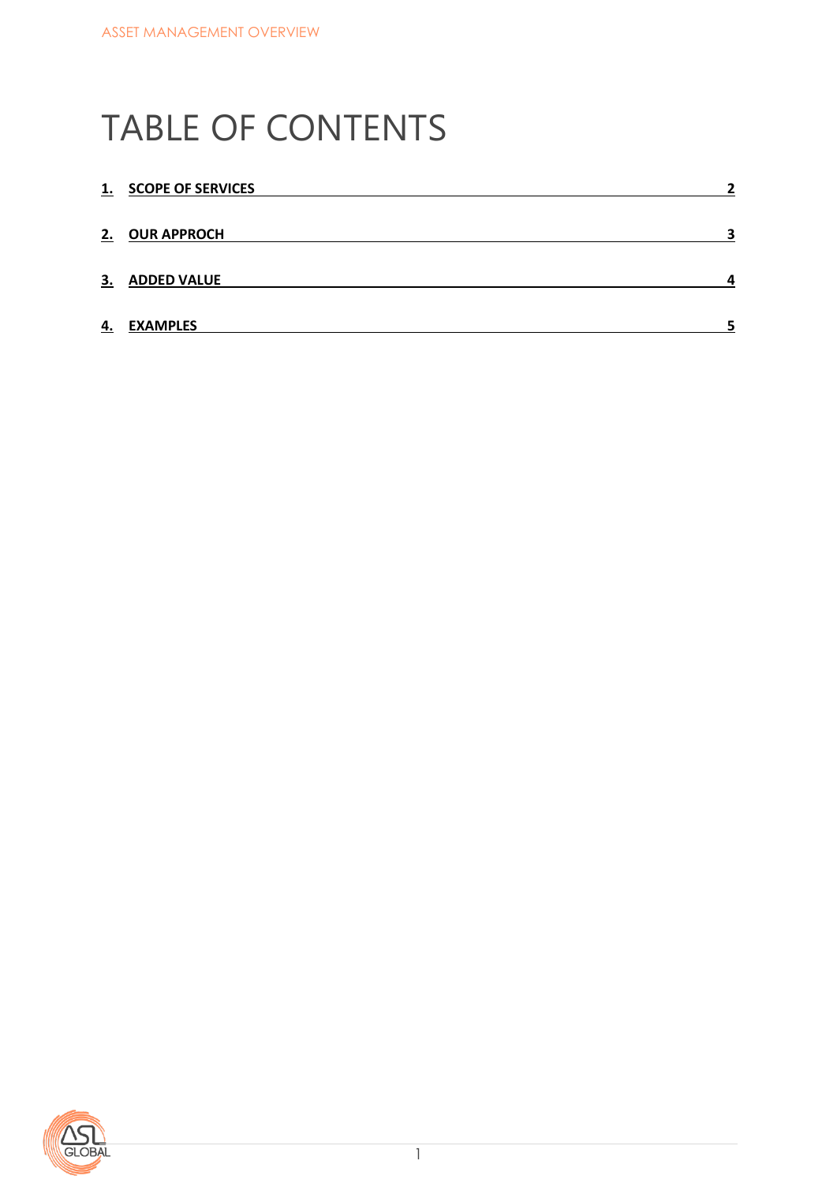# TABLE OF CONTENTS

| | | |
|---|---|---|
| **1.** | **SCOPE OF SERVICES** | **2** |
| **2.** | **OUR APPROCH** | **3** |
| **3.** | **ADDED VALUE** | **4** |
| **4.** | **EXAMPLES** | **5** |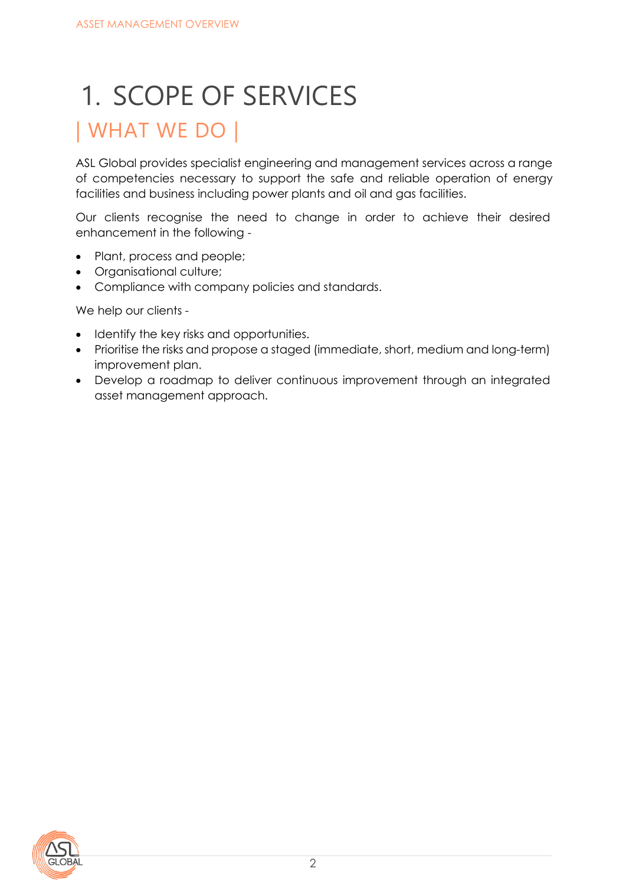# 1. SCOPE OF SERVICES

## | WHAT WE DO |

ASL Global provides specialist engineering and management services across a range of competencies necessary to support the safe and reliable operation of energy facilities and business including power plants and oil and gas facilities.

Our clients recognise the need to change in order to achieve their desired enhancement in the following -

- Plant, process and people;
- Organisational culture;
- Compliance with company policies and standards.

We help our clients -

- Identify the key risks and opportunities.
- Prioritise the risks and propose a staged (immediate, short, medium and long-term) improvement plan.
- Develop a roadmap to deliver continuous improvement through an integrated asset management approach.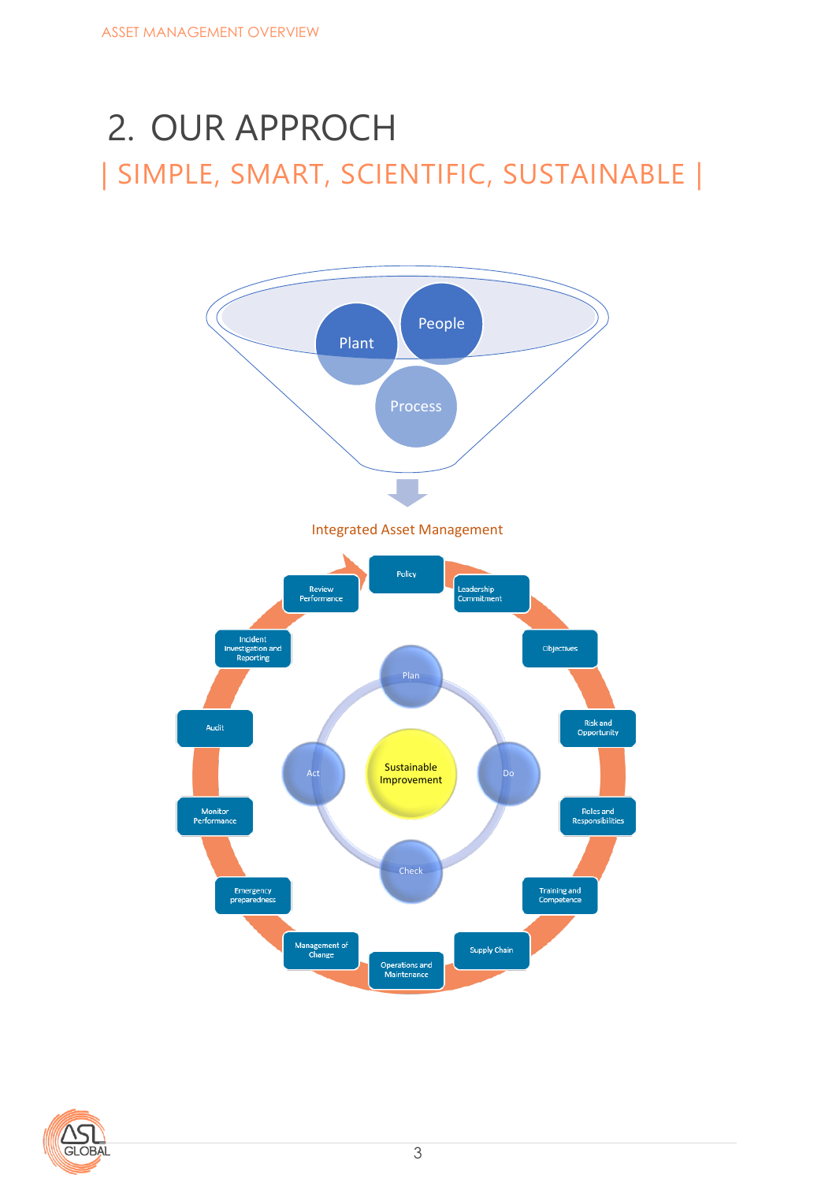# 2. OUR APPROCH

## | SIMPLE, SMART, SCIENTIFIC, SUSTAINABLE |

Plant

People

Process

Integrated Asset Management

Policy

Leadership Commitment

Objectives

Risk and Opportunity

Roles and Responsibilities

Training and Competence

Supply Chain

Operations and Maintenance

Management of Change

Emergency preparedness

Monitor Performance

Audit

Incident Investigation and Reporting

Review Performance

Plan

Do

Check

Act

Sustainable Improvement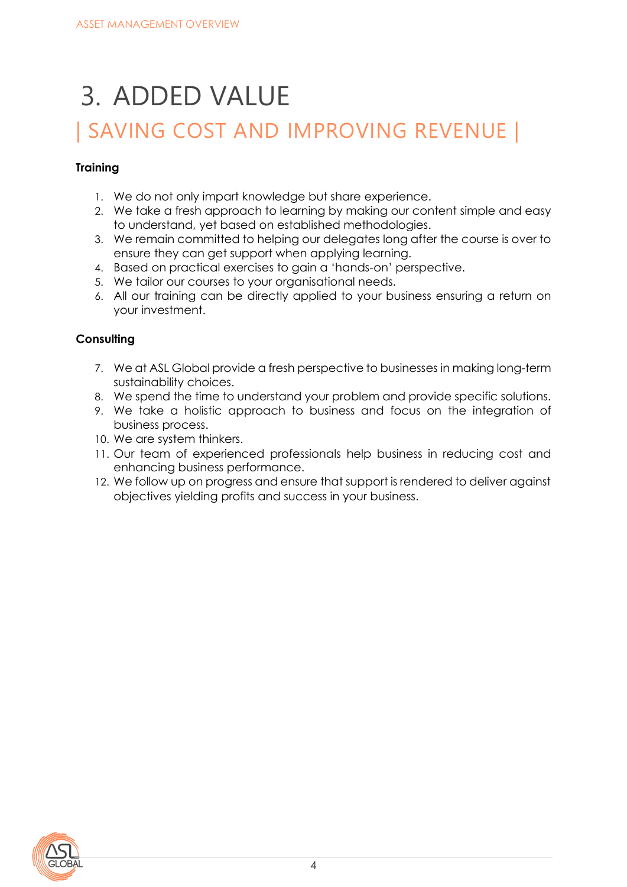# 3. ADDED VALUE

## | SAVING COST AND IMPROVING REVENUE |

**Training**

1. We do not only impart knowledge but share experience.
2. We take a fresh approach to learning by making our content simple and easy to understand, yet based on established methodologies.
3. We remain committed to helping our delegates long after the course is over to ensure they can get support when applying learning.
4. Based on practical exercises to gain a 'hands-on' perspective.
5. We tailor our courses to your organisational needs.
6. All our training can be directly applied to your business ensuring a return on your investment.

**Consulting**

7. We at ASL Global provide a fresh perspective to businesses in making long-term sustainability choices.
8. We spend the time to understand your problem and provide specific solutions.
9. We take a holistic approach to business and focus on the integration of business process.
10. We are system thinkers.
11. Our team of experienced professionals help business in reducing cost and enhancing business performance.
12. We follow up on progress and ensure that support is rendered to deliver against objectives yielding profits and success in your business.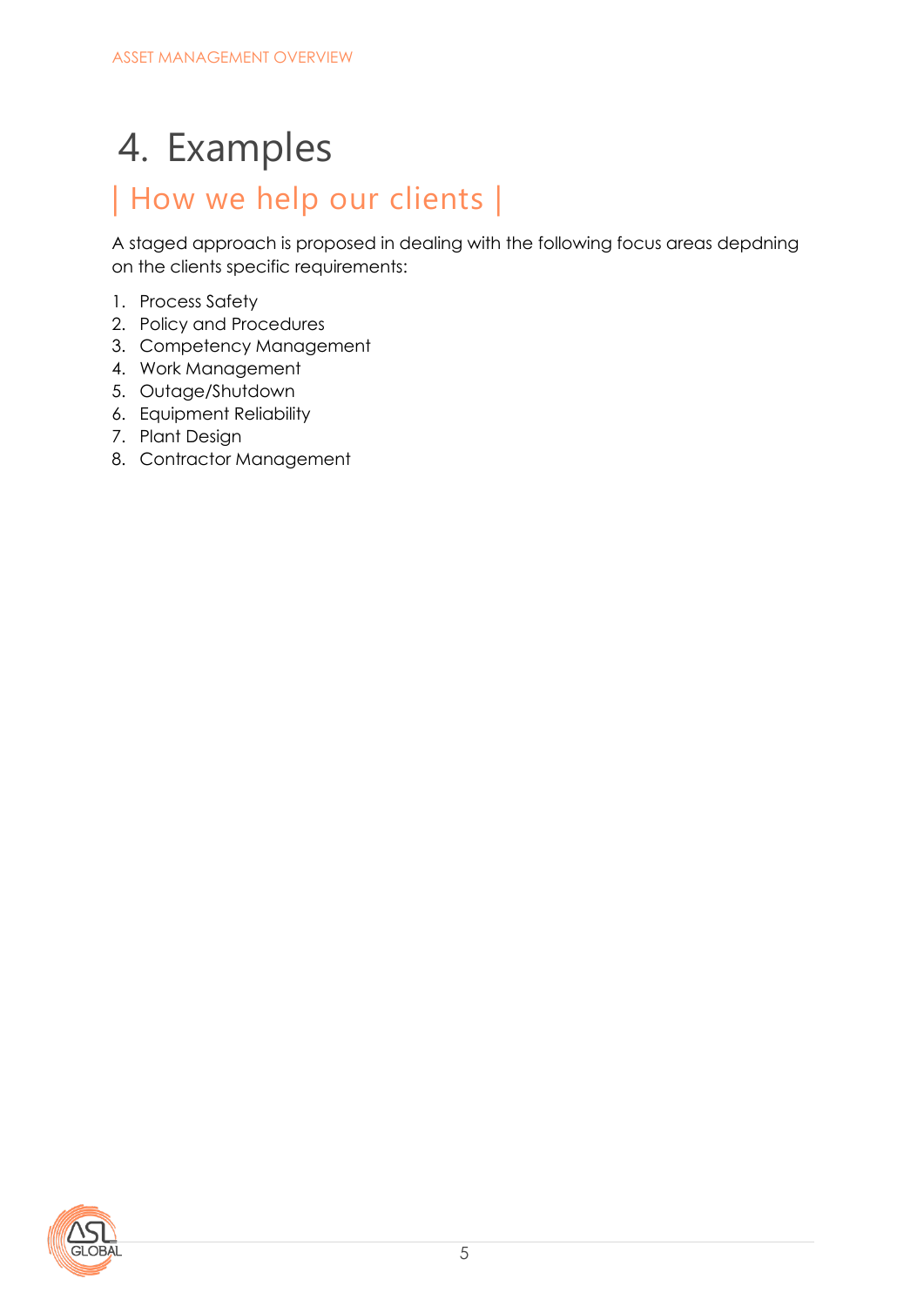# 4. Examples

## | How we help our clients |

A staged approach is proposed in dealing with the following focus areas depdning on the clients specific requirements:

1. Process Safety
2. Policy and Procedures
3. Competency Management
4. Work Management
5. Outage/Shutdown
6. Equipment Reliability
7. Plant Design
8. Contractor Management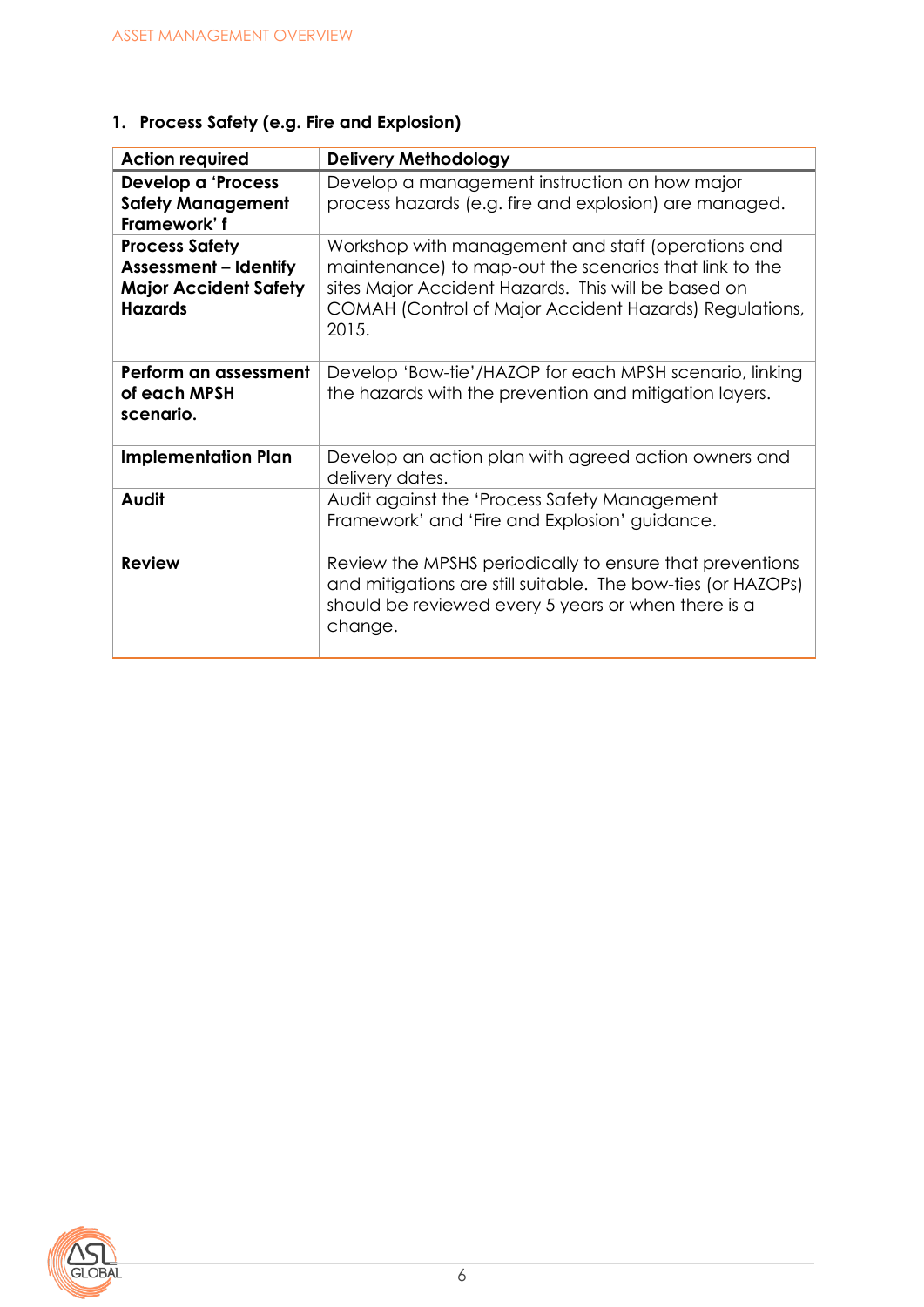## 1. Process Safety (e.g. Fire and Explosion)

| Action required | Delivery Methodology |
|---|---|
| **Develop a 'Process Safety Management Framework' f** | Develop a management instruction on how major process hazards (e.g. fire and explosion) are managed. |
| **Process Safety Assessment – Identify Major Accident Safety Hazards** | Workshop with management and staff (operations and maintenance) to map-out the scenarios that link to the sites Major Accident Hazards. This will be based on COMAH (Control of Major Accident Hazards) Regulations, 2015. |
| **Perform an assessment of each MPSH scenario.** | Develop 'Bow-tie'/HAZOP for each MPSH scenario, linking the hazards with the prevention and mitigation layers. |
| **Implementation Plan** | Develop an action plan with agreed action owners and delivery dates. |
| **Audit** | Audit against the 'Process Safety Management Framework' and 'Fire and Explosion' guidance. |
| **Review** | Review the MPSHS periodically to ensure that preventions and mitigations are still suitable. The bow-ties (or HAZOPs) should be reviewed every 5 years or when there is a change. |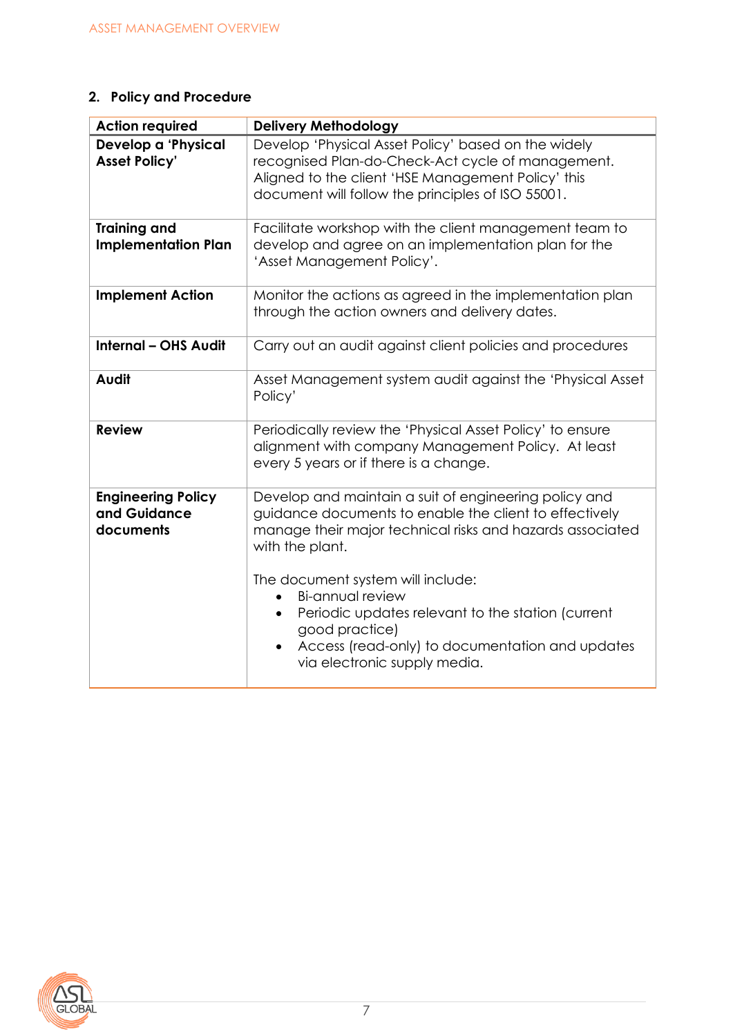## 2. Policy and Procedure

| Action required | Delivery Methodology |
|---|---|
| **Develop a 'Physical Asset Policy'** | Develop 'Physical Asset Policy' based on the widely recognised Plan-do-Check-Act cycle of management. Aligned to the client 'HSE Management Policy' this document will follow the principles of ISO 55001. |
| **Training and Implementation Plan** | Facilitate workshop with the client management team to develop and agree on an implementation plan for the 'Asset Management Policy'. |
| **Implement Action** | Monitor the actions as agreed in the implementation plan through the action owners and delivery dates. |
| **Internal – OHS Audit** | Carry out an audit against client policies and procedures |
| **Audit** | Asset Management system audit against the 'Physical Asset Policy' |
| **Review** | Periodically review the 'Physical Asset Policy' to ensure alignment with company Management Policy. At least every 5 years or if there is a change. |
| **Engineering Policy and Guidance documents** | Develop and maintain a suit of engineering policy and guidance documents to enable the client to effectively manage their major technical risks and hazards associated with the plant.<br><br>The document system will include:<br>• Bi-annual review<br>• Periodic updates relevant to the station (current good practice)<br>• Access (read-only) to documentation and updates via electronic supply media. |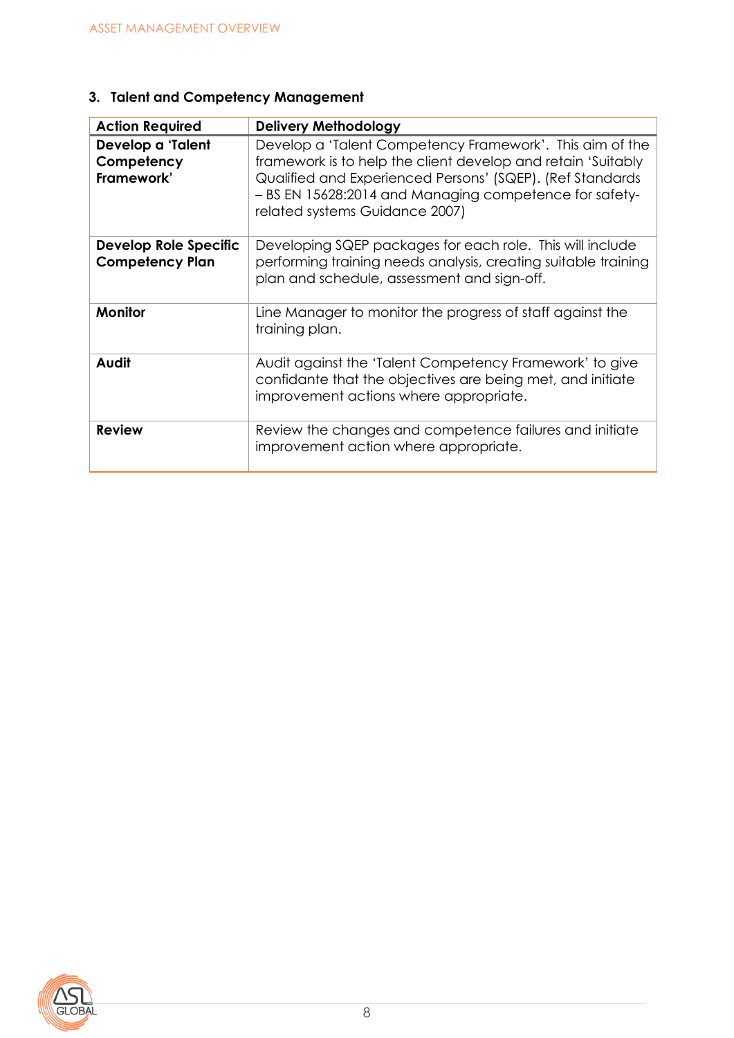### 3. Talent and Competency Management

| Action Required | Delivery Methodology |
|---|---|
| **Develop a 'Talent Competency Framework'** | Develop a 'Talent Competency Framework'. This aim of the framework is to help the client develop and retain 'Suitably Qualified and Experienced Persons' (SQEP). (Ref Standards – BS EN 15628:2014 and Managing competence for safety-related systems Guidance 2007) |
| **Develop Role Specific Competency Plan** | Developing SQEP packages for each role. This will include performing training needs analysis, creating suitable training plan and schedule, assessment and sign-off. |
| **Monitor** | Line Manager to monitor the progress of staff against the training plan. |
| **Audit** | Audit against the 'Talent Competency Framework' to give confidante that the objectives are being met, and initiate improvement actions where appropriate. |
| **Review** | Review the changes and competence failures and initiate improvement action where appropriate. |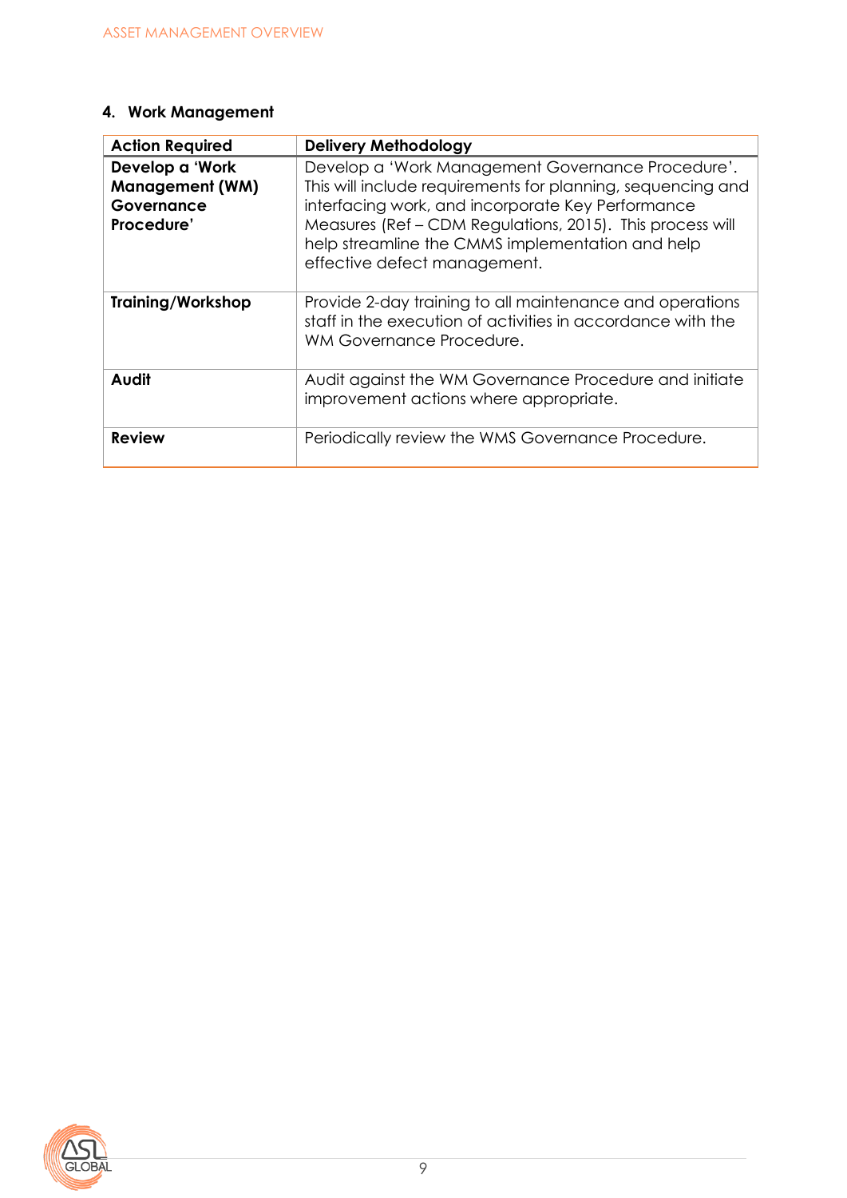## 4. Work Management

| Action Required | Delivery Methodology |
|---|---|
| **Develop a 'Work Management (WM) Governance Procedure'** | Develop a 'Work Management Governance Procedure'. This will include requirements for planning, sequencing and interfacing work, and incorporate Key Performance Measures (Ref – CDM Regulations, 2015). This process will help streamline the CMMS implementation and help effective defect management. |
| **Training/Workshop** | Provide 2-day training to all maintenance and operations staff in the execution of activities in accordance with the WM Governance Procedure. |
| **Audit** | Audit against the WM Governance Procedure and initiate improvement actions where appropriate. |
| **Review** | Periodically review the WMS Governance Procedure. |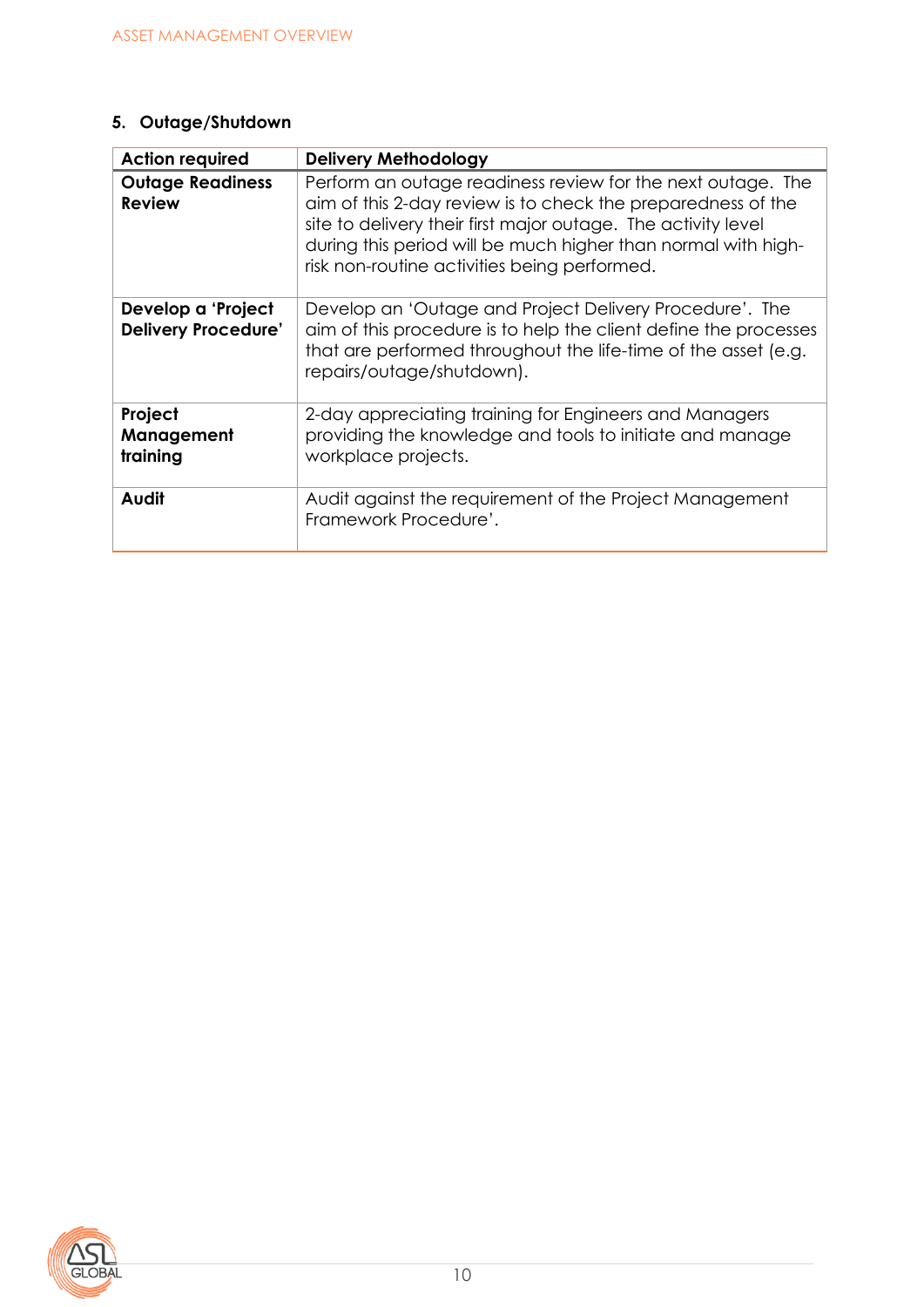## 5. Outage/Shutdown

| Action required | Delivery Methodology |
|---|---|
| **Outage Readiness Review** | Perform an outage readiness review for the next outage. The aim of this 2-day review is to check the preparedness of the site to delivery their first major outage. The activity level during this period will be much higher than normal with high-risk non-routine activities being performed. |
| **Develop a 'Project Delivery Procedure'** | Develop an 'Outage and Project Delivery Procedure'. The aim of this procedure is to help the client define the processes that are performed throughout the life-time of the asset (e.g. repairs/outage/shutdown). |
| **Project Management training** | 2-day appreciating training for Engineers and Managers providing the knowledge and tools to initiate and manage workplace projects. |
| **Audit** | Audit against the requirement of the Project Management Framework Procedure'. |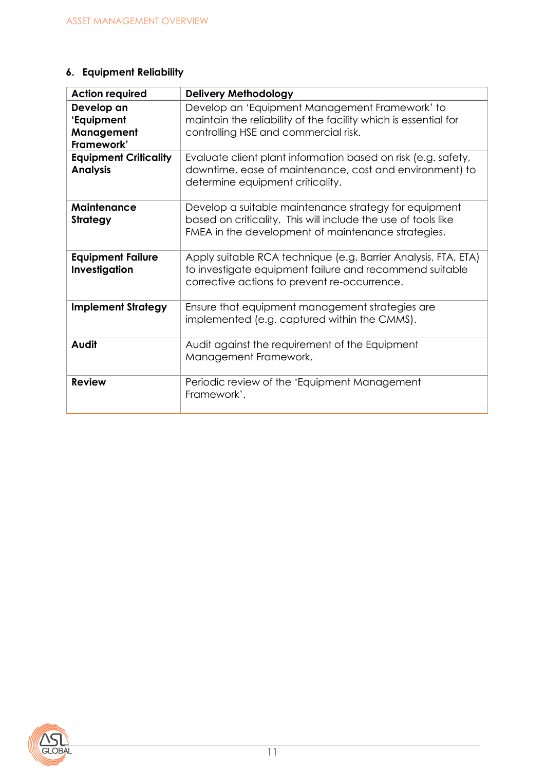## 6. Equipment Reliability

| Action required | Delivery Methodology |
|---|---|
| **Develop an 'Equipment Management Framework'** | Develop an 'Equipment Management Framework' to maintain the reliability of the facility which is essential for controlling HSE and commercial risk. |
| **Equipment Criticality Analysis** | Evaluate client plant information based on risk (e.g. safety, downtime, ease of maintenance, cost and environment) to determine equipment criticality. |
| **Maintenance Strategy** | Develop a suitable maintenance strategy for equipment based on criticality. This will include the use of tools like FMEA in the development of maintenance strategies. |
| **Equipment Failure Investigation** | Apply suitable RCA technique (e.g. Barrier Analysis, FTA, ETA) to investigate equipment failure and recommend suitable corrective actions to prevent re-occurrence. |
| **Implement Strategy** | Ensure that equipment management strategies are implemented (e.g. captured within the CMMS). |
| **Audit** | Audit against the requirement of the Equipment Management Framework. |
| **Review** | Periodic review of the 'Equipment Management Framework'. |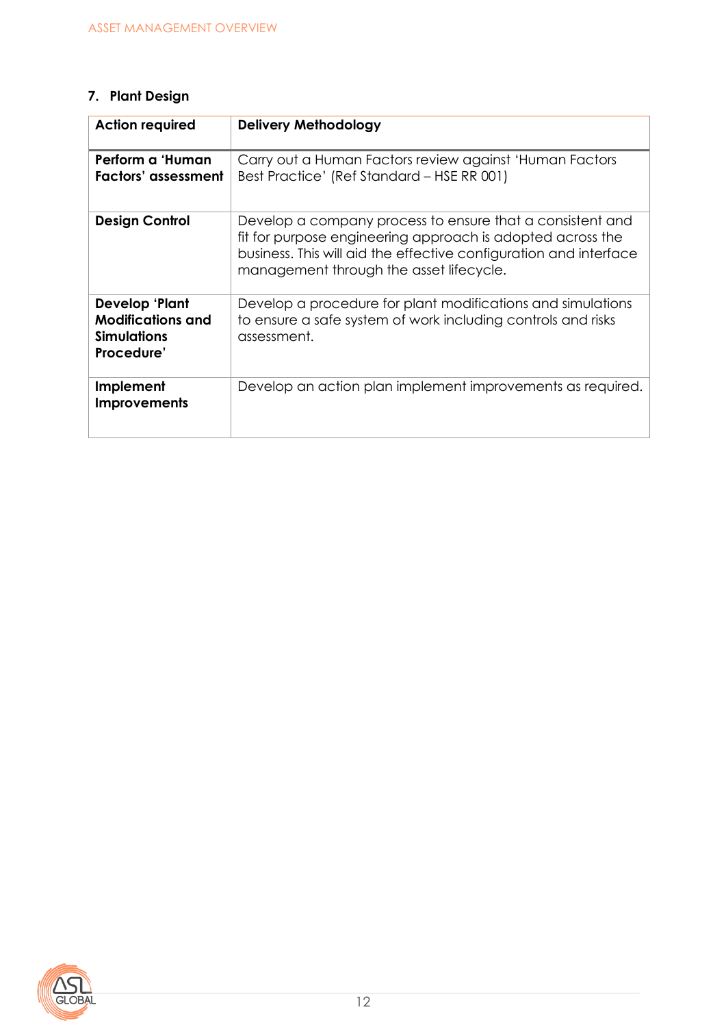## 7. Plant Design

| Action required | Delivery Methodology |
|---|---|
| **Perform a 'Human Factors' assessment** | Carry out a Human Factors review against 'Human Factors Best Practice' (Ref Standard – HSE RR 001) |
| **Design Control** | Develop a company process to ensure that a consistent and fit for purpose engineering approach is adopted across the business. This will aid the effective configuration and interface management through the asset lifecycle. |
| **Develop 'Plant Modifications and Simulations Procedure'** | Develop a procedure for plant modifications and simulations to ensure a safe system of work including controls and risks assessment. |
| **Implement Improvements** | Develop an action plan implement improvements as required. |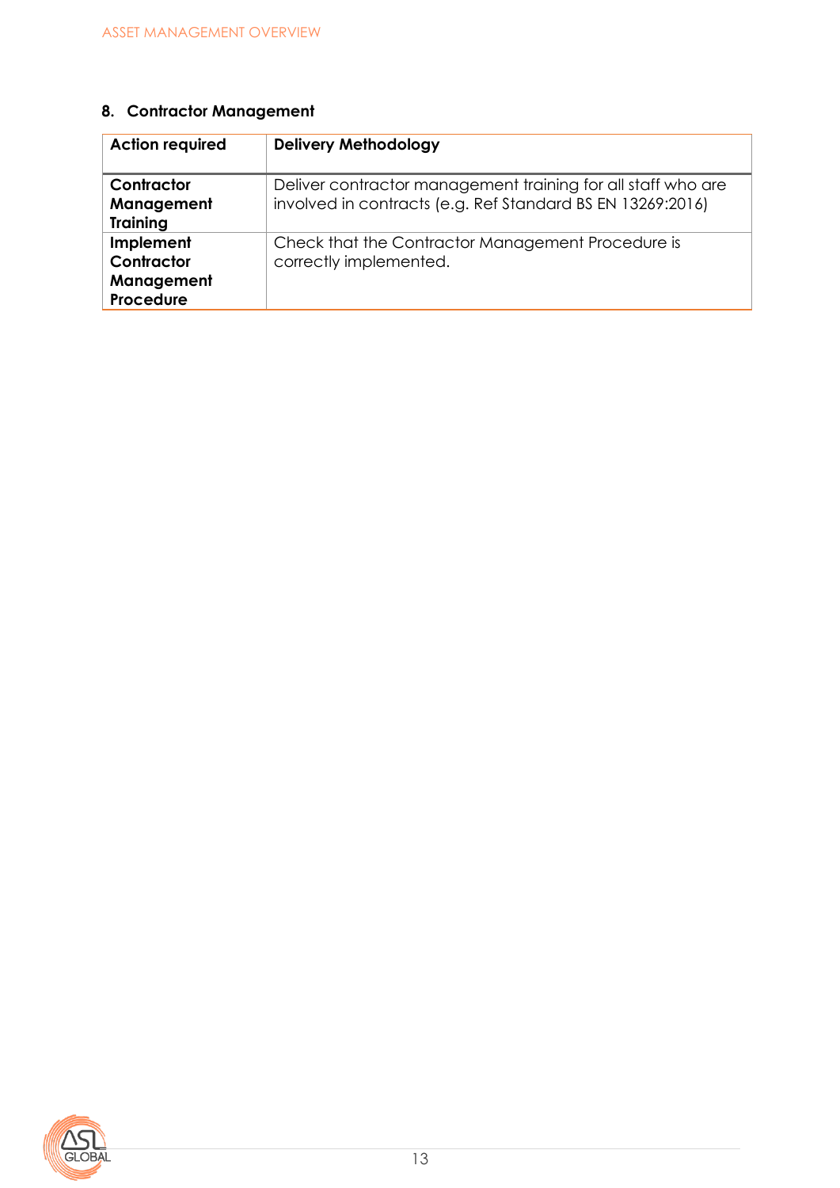## 8. Contractor Management

| Action required | Delivery Methodology |
|---|---|
| **Contractor Management Training** | Deliver contractor management training for all staff who are involved in contracts (e.g. Ref Standard BS EN 13269:2016) |
| **Implement Contractor Management Procedure** | Check that the Contractor Management Procedure is correctly implemented. |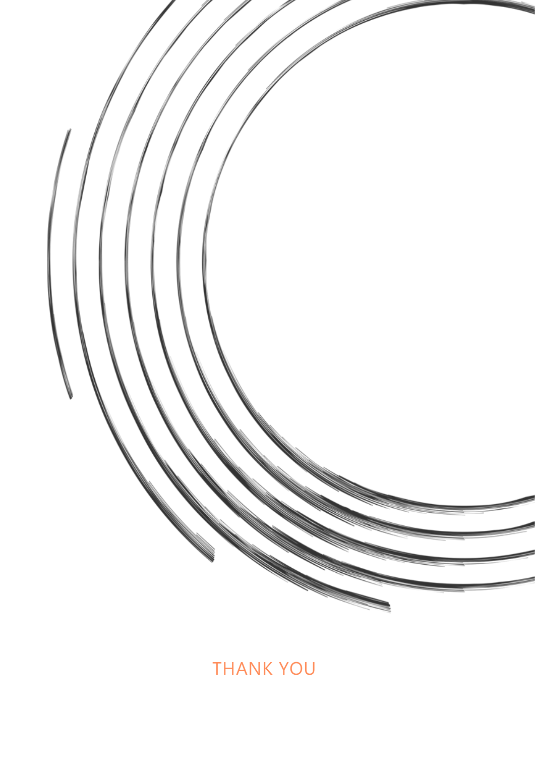THANK YOU